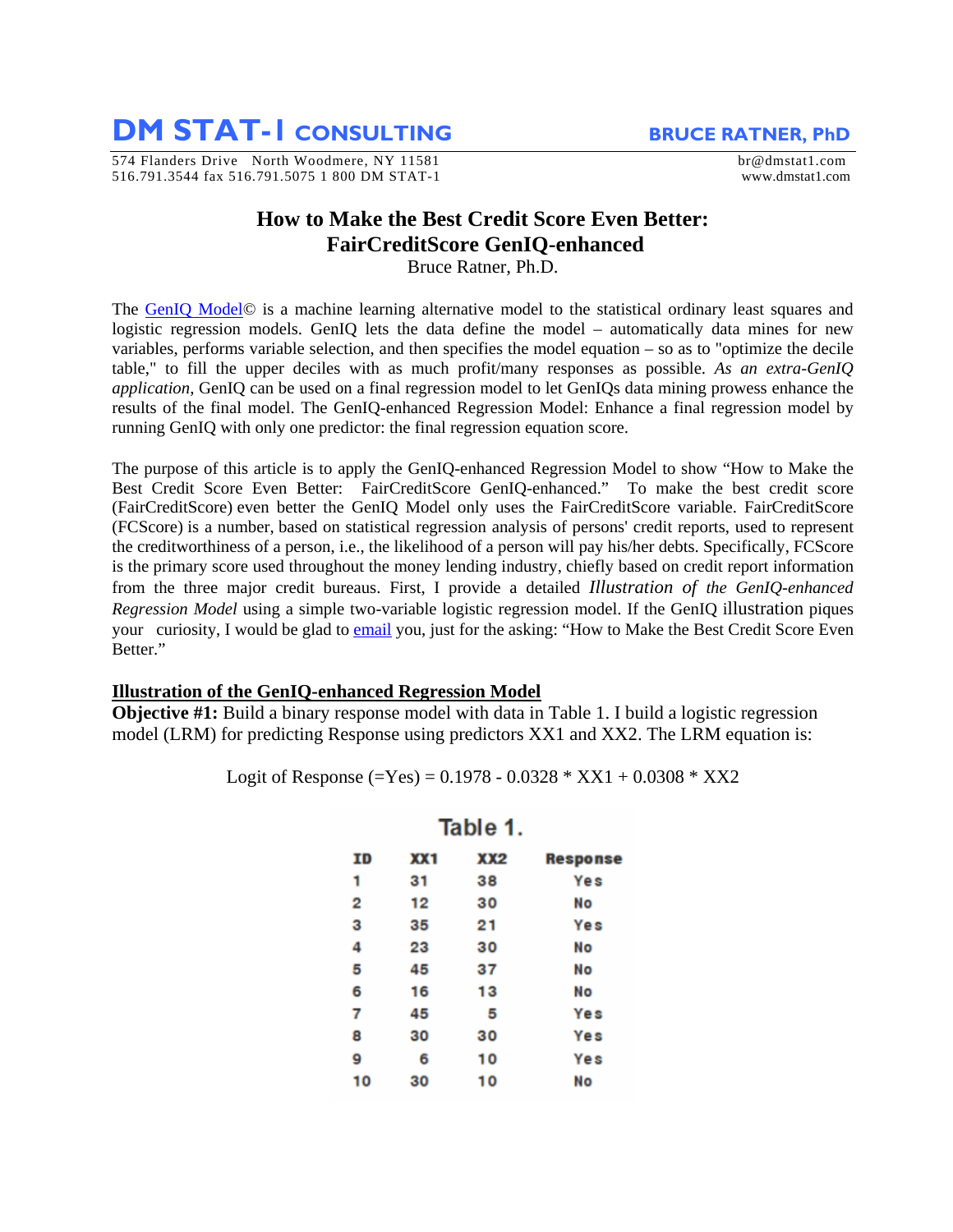# DM STAT-1 CONSULTING

**BRUCE RATNER, PhD**

574 Flanders Drive North Woodmere, NY 11581
516.791.3544 fax 516.791.5075 1 800 DM STAT-1

br@dmstat1.com
www.dmstat1.com

## How to Make the Best Credit Score Even Better: FairCreditScore GenIQ-enhanced

Bruce Ratner, Ph.D.

The GenIQ Model© is a machine learning alternative model to the statistical ordinary least squares and logistic regression models. GenIQ lets the data define the model – automatically data mines for new variables, performs variable selection, and then specifies the model equation – so as to "optimize the decile table," to fill the upper deciles with as much profit/many responses as possible. *As an extra-GenIQ application*, GenIQ can be used on a final regression model to let GenIQs data mining prowess enhance the results of the final model. The GenIQ-enhanced Regression Model: Enhance a final regression model by running GenIQ with only one predictor: the final regression equation score.

The purpose of this article is to apply the GenIQ-enhanced Regression Model to show "How to Make the Best Credit Score Even Better: FairCreditScore GenIQ-enhanced." To make the best credit score (FairCreditScore) even better the GenIQ Model only uses the FairCreditScore variable. FairCreditScore (FCScore) is a number, based on statistical regression analysis of persons' credit reports, used to represent the creditworthiness of a person, i.e., the likelihood of a person will pay his/her debts. Specifically, FCScore is the primary score used throughout the money lending industry, chiefly based on credit report information from the three major credit bureaus. First, I provide a detailed *Illustration of the GenIQ-enhanced Regression Model* using a simple two-variable logistic regression model. If the GenIQ illustration piques your curiosity, I would be glad to email you, just for the asking: "How to Make the Best Credit Score Even Better."

### Illustration of the GenIQ-enhanced Regression Model

**Objective #1:** Build a binary response model with data in Table 1. I build a logistic regression model (LRM) for predicting Response using predictors XX1 and XX2. The LRM equation is:

Logit of Response (=Yes) = 0.1978 - 0.0328 * XX1 + 0.0308 * XX2

Table 1.

| ID | XX1 | XX2 | Response |
|---|---|---|---|
| 1 | 31 | 38 | Yes |
| 2 | 12 | 30 | No |
| 3 | 35 | 21 | Yes |
| 4 | 23 | 30 | No |
| 5 | 45 | 37 | No |
| 6 | 16 | 13 | No |
| 7 | 45 | 5 | Yes |
| 8 | 30 | 30 | Yes |
| 9 | 6 | 10 | Yes |
| 10 | 30 | 10 | No |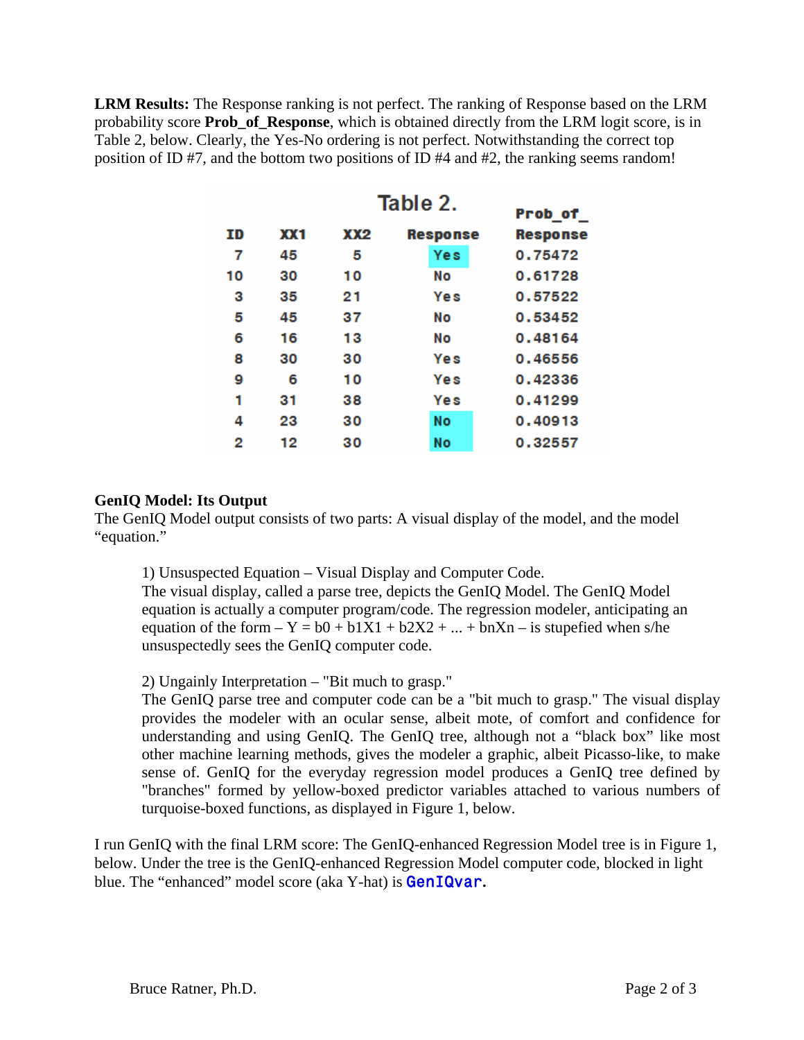**LRM Results:** The Response ranking is not perfect. The ranking of Response based on the LRM probability score **Prob_of_Response**, which is obtained directly from the LRM logit score, is in Table 2, below. Clearly, the Yes-No ordering is not perfect. Notwithstanding the correct top position of ID #7, and the bottom two positions of ID #4 and #2, the ranking seems random!

Table 2.

| ID | XX1 | XX2 | Response | Prob_of_Response |
|---|---|---|---|---|
| 7 | 45 | 5 | Yes | 0.75472 |
| 10 | 30 | 10 | No | 0.61728 |
| 3 | 35 | 21 | Yes | 0.57522 |
| 5 | 45 | 37 | No | 0.53452 |
| 6 | 16 | 13 | No | 0.48164 |
| 8 | 30 | 30 | Yes | 0.46556 |
| 9 | 6 | 10 | Yes | 0.42336 |
| 1 | 31 | 38 | Yes | 0.41299 |
| 4 | 23 | 30 | No | 0.40913 |
| 2 | 12 | 30 | No | 0.32557 |

**GenIQ Model: Its Output**

The GenIQ Model output consists of two parts: A visual display of the model, and the model "equation."

1) Unsuspected Equation – Visual Display and Computer Code.
The visual display, called a parse tree, depicts the GenIQ Model. The GenIQ Model equation is actually a computer program/code. The regression modeler, anticipating an equation of the form – $Y = b0 + b1X1 + b2X2 + ... + bnXn$ – is stupefied when s/he unsuspectedly sees the GenIQ computer code.

2) Ungainly Interpretation – "Bit much to grasp."
The GenIQ parse tree and computer code can be a "bit much to grasp." The visual display provides the modeler with an ocular sense, albeit mote, of comfort and confidence for understanding and using GenIQ. The GenIQ tree, although not a "black box" like most other machine learning methods, gives the modeler a graphic, albeit Picasso-like, to make sense of. GenIQ for the everyday regression model produces a GenIQ tree defined by "branches" formed by yellow-boxed predictor variables attached to various numbers of turquoise-boxed functions, as displayed in Figure 1, below.

I run GenIQ with the final LRM score: The GenIQ-enhanced Regression Model tree is in Figure 1, below. Under the tree is the GenIQ-enhanced Regression Model computer code, blocked in light blue. The "enhanced" model score (aka Y-hat) is `GenIQvar`.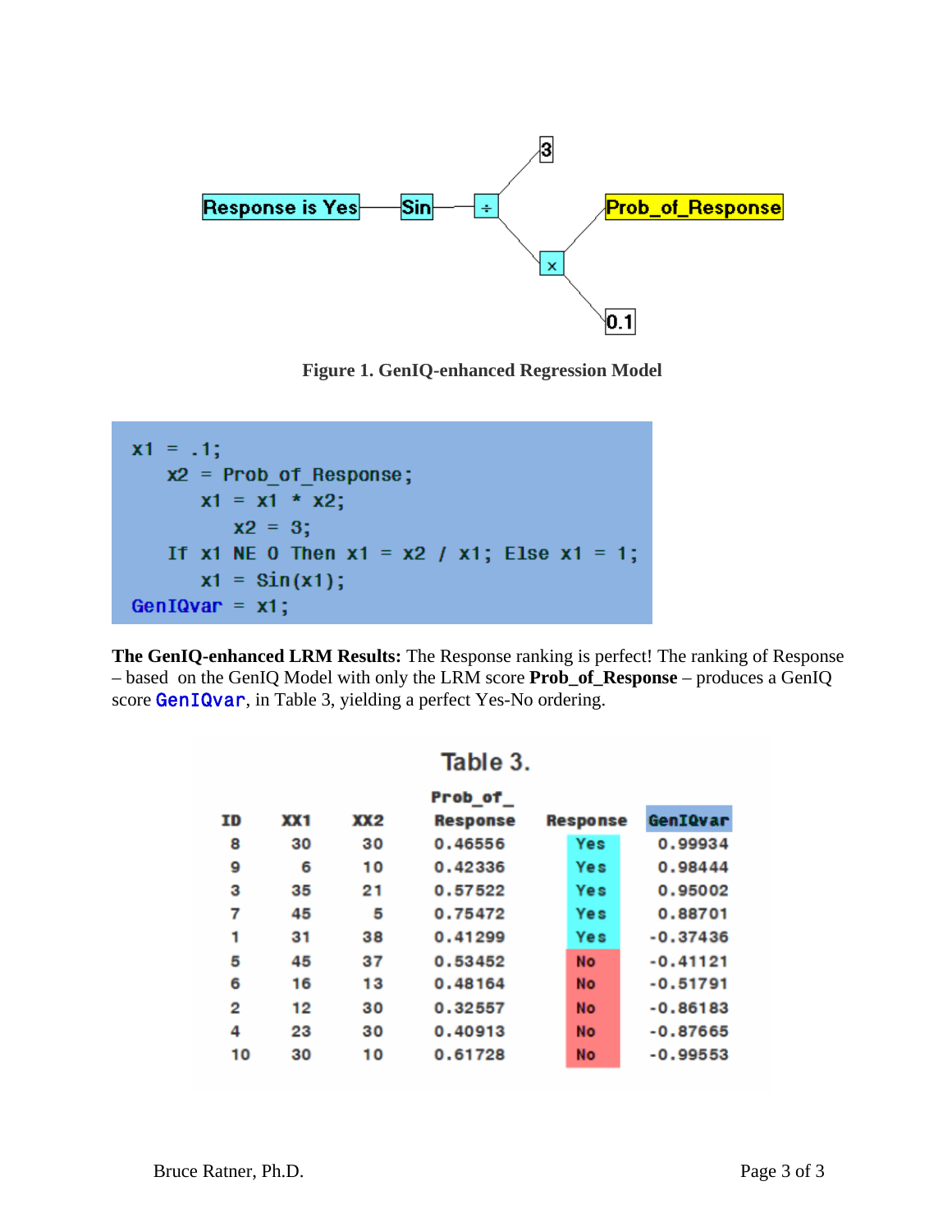Response is Yes

Sin

÷

3

×

Prob_of_Response

0.1

**Figure 1. GenIQ-enhanced Regression Model**

```
x1 = .1;
   x2 = Prob_of_Response;
      x1 = x1 * x2;
         x2 = 3;
   If x1 NE 0 Then x1 = x2 / x1; Else x1 = 1;
      x1 = Sin(x1);
GenIQvar = x1;
```

**The GenIQ-enhanced LRM Results:** The Response ranking is perfect! The ranking of Response – based on the GenIQ Model with only the LRM score **Prob_of_Response** – produces a GenIQ score GenIQvar, in Table 3, yielding a perfect Yes-No ordering.

Table 3.

| ID | XX1 | XX2 | Prob_of_ Response | Response | GenIQvar |
|---|---|---|---|---|---|
| 8 | 30 | 30 | 0.46556 | Yes | 0.99934 |
| 9 | 6 | 10 | 0.42336 | Yes | 0.98444 |
| 3 | 35 | 21 | 0.57522 | Yes | 0.95002 |
| 7 | 45 | 5 | 0.75472 | Yes | 0.88701 |
| 1 | 31 | 38 | 0.41299 | Yes | -0.37436 |
| 5 | 45 | 37 | 0.53452 | No | -0.41121 |
| 6 | 16 | 13 | 0.48164 | No | -0.51791 |
| 2 | 12 | 30 | 0.32557 | No | -0.86183 |
| 4 | 23 | 30 | 0.40913 | No | -0.87665 |
| 10 | 30 | 10 | 0.61728 | No | -0.99553 |